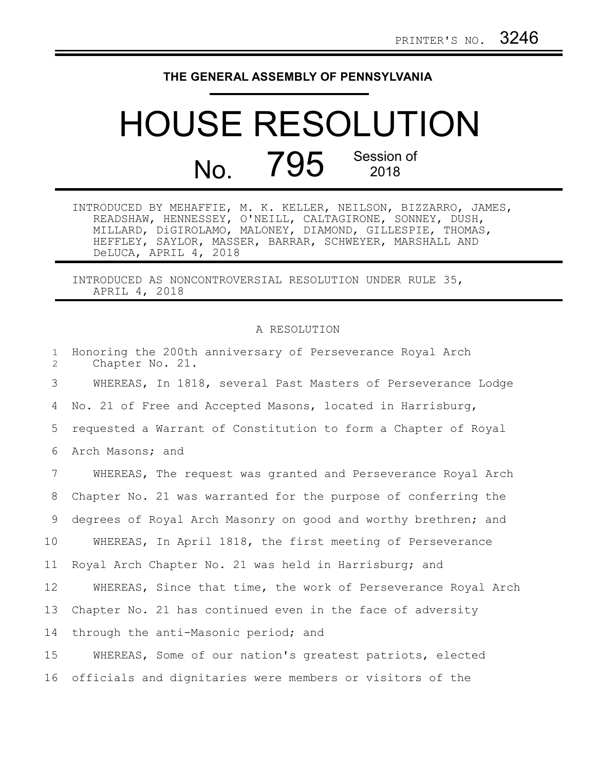PRINTER'S NO. 3246

# THE GENERAL ASSEMBLY OF PENNSYLVANIA

# HOUSE RESOLUTION

## No. 795 Session of 2018

INTRODUCED BY MEHAFFIE, M. K. KELLER, NEILSON, BIZZARRO, JAMES, READSHAW, HENNESSEY, O'NEILL, CALTAGIRONE, SONNEY, DUSH, MILLARD, DiGIROLAMO, MALONEY, DIAMOND, GILLESPIE, THOMAS, HEFFLEY, SAYLOR, MASSER, BARRAR, SCHWEYER, MARSHALL AND DeLUCA, APRIL 4, 2018

INTRODUCED AS NONCONTROVERSIAL RESOLUTION UNDER RULE 35, APRIL 4, 2018

A RESOLUTION

1 Honoring the 200th anniversary of Perseverance Royal Arch
2 Chapter No. 21.

3 WHEREAS, In 1818, several Past Masters of Perseverance Lodge
4 No. 21 of Free and Accepted Masons, located in Harrisburg,
5 requested a Warrant of Constitution to form a Chapter of Royal
6 Arch Masons; and

7 WHEREAS, The request was granted and Perseverance Royal Arch
8 Chapter No. 21 was warranted for the purpose of conferring the
9 degrees of Royal Arch Masonry on good and worthy brethren; and

10 WHEREAS, In April 1818, the first meeting of Perseverance
11 Royal Arch Chapter No. 21 was held in Harrisburg; and

12 WHEREAS, Since that time, the work of Perseverance Royal Arch
13 Chapter No. 21 has continued even in the face of adversity
14 through the anti-Masonic period; and

15 WHEREAS, Some of our nation's greatest patriots, elected
16 officials and dignitaries were members or visitors of the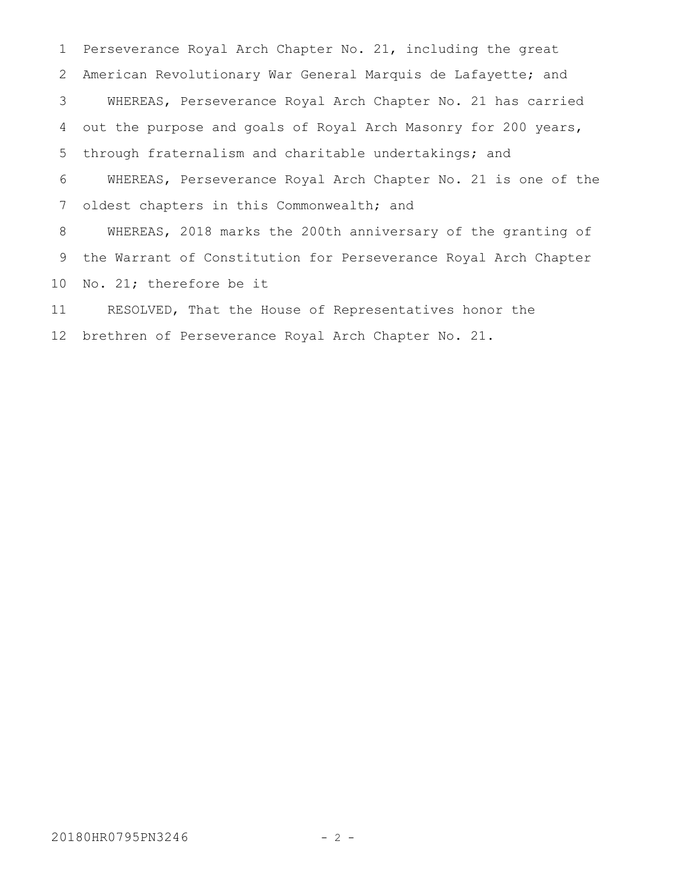Perseverance Royal Arch Chapter No. 21, including the great American Revolutionary War General Marquis de Lafayette; and

WHEREAS, Perseverance Royal Arch Chapter No. 21 has carried out the purpose and goals of Royal Arch Masonry for 200 years, through fraternalism and charitable undertakings; and

WHEREAS, Perseverance Royal Arch Chapter No. 21 is one of the oldest chapters in this Commonwealth; and

WHEREAS, 2018 marks the 200th anniversary of the granting of the Warrant of Constitution for Perseverance Royal Arch Chapter No. 21; therefore be it

RESOLVED, That the House of Representatives honor the brethren of Perseverance Royal Arch Chapter No. 21.